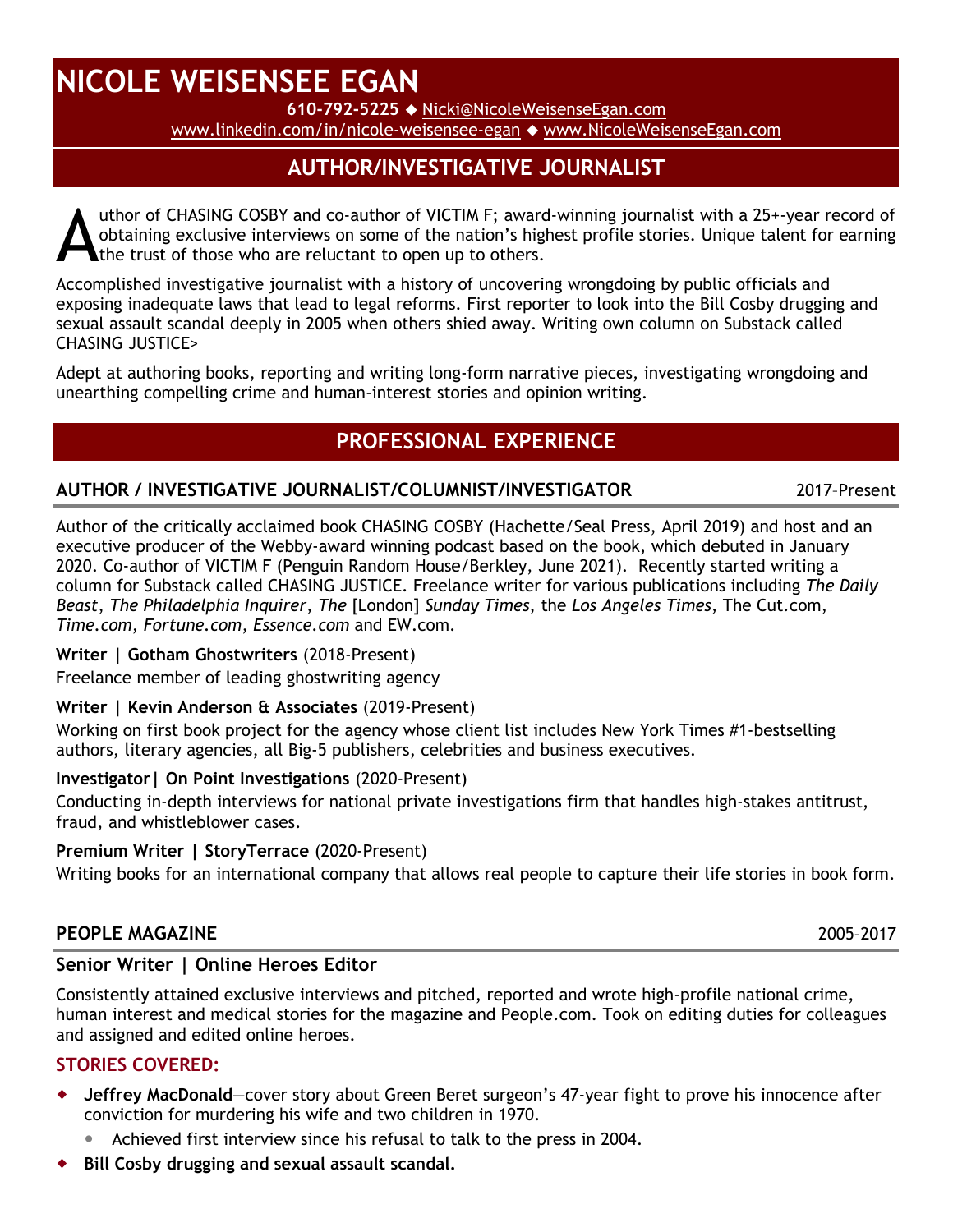# NICOLE WEISENSEE EGAN

**610-792-5225** ◆ Nicki@NicoleWeisenseEgan.com
www.linkedin.com/in/nicole-weisensee-egan ◆ www.NicoleWeisenseEgan.com

## AUTHOR/INVESTIGATIVE JOURNALIST

Author of CHASING COSBY and co-author of VICTIM F; award-winning journalist with a 25+-year record of obtaining exclusive interviews on some of the nation's highest profile stories. Unique talent for earning the trust of those who are reluctant to open up to others.

Accomplished investigative journalist with a history of uncovering wrongdoing by public officials and exposing inadequate laws that lead to legal reforms. First reporter to look into the Bill Cosby drugging and sexual assault scandal deeply in 2005 when others shied away. Writing own column on Substack called CHASING JUSTICE>

Adept at authoring books, reporting and writing long-form narrative pieces, investigating wrongdoing and unearthing compelling crime and human-interest stories and opinion writing.

## PROFESSIONAL EXPERIENCE

### AUTHOR / INVESTIGATIVE JOURNALIST/COLUMNIST/INVESTIGATOR — 2017–Present

Author of the critically acclaimed book CHASING COSBY (Hachette/Seal Press, April 2019) and host and an executive producer of the Webby-award winning podcast based on the book, which debuted in January 2020. Co-author of VICTIM F (Penguin Random House/Berkley, June 2021). Recently started writing a column for Substack called CHASING JUSTICE. Freelance writer for various publications including *The Daily Beast*, *The Philadelphia Inquirer*, *The* [London] *Sunday Times*, the *Los Angeles Times*, The Cut.com, *Time.com*, *Fortune.com*, *Essence.com* and EW.com.

**Writer | Gotham Ghostwriters** (2018-Present)
Freelance member of leading ghostwriting agency

**Writer | Kevin Anderson & Associates** (2019-Present)
Working on first book project for the agency whose client list includes New York Times #1-bestselling authors, literary agencies, all Big-5 publishers, celebrities and business executives.

**Investigator| On Point Investigations** (2020-Present)
Conducting in-depth interviews for national private investigations firm that handles high-stakes antitrust, fraud, and whistleblower cases.

**Premium Writer | StoryTerrace** (2020-Present)
Writing books for an international company that allows real people to capture their life stories in book form.

### PEOPLE MAGAZINE — 2005–2017

**Senior Writer | Online Heroes Editor**

Consistently attained exclusive interviews and pitched, reported and wrote high-profile national crime, human interest and medical stories for the magazine and People.com. Took on editing duties for colleagues and assigned and edited online heroes.

**STORIES COVERED:**

- **Jeffrey MacDonald**—cover story about Green Beret surgeon's 47-year fight to prove his innocence after conviction for murdering his wife and two children in 1970.
  - Achieved first interview since his refusal to talk to the press in 2004.
- **Bill Cosby drugging and sexual assault scandal.**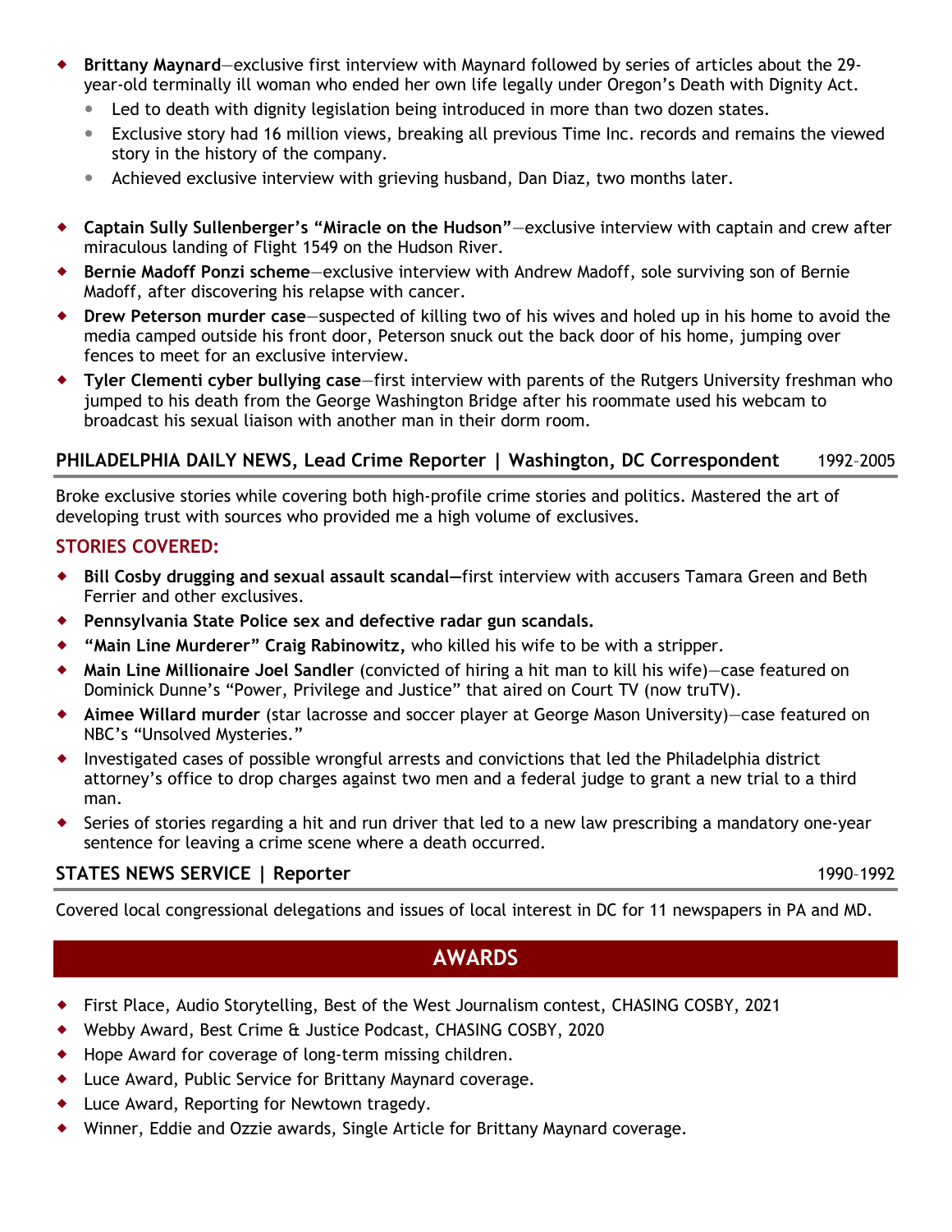- **Brittany Maynard**—exclusive first interview with Maynard followed by series of articles about the 29-year-old terminally ill woman who ended her own life legally under Oregon's Death with Dignity Act.
  - Led to death with dignity legislation being introduced in more than two dozen states.
  - Exclusive story had 16 million views, breaking all previous Time Inc. records and remains the viewed story in the history of the company.
  - Achieved exclusive interview with grieving husband, Dan Diaz, two months later.
- **Captain Sully Sullenberger's "Miracle on the Hudson"**—exclusive interview with captain and crew after miraculous landing of Flight 1549 on the Hudson River.
- **Bernie Madoff Ponzi scheme**—exclusive interview with Andrew Madoff, sole surviving son of Bernie Madoff, after discovering his relapse with cancer.
- **Drew Peterson murder case**—suspected of killing two of his wives and holed up in his home to avoid the media camped outside his front door, Peterson snuck out the back door of his home, jumping over fences to meet for an exclusive interview.
- **Tyler Clementi cyber bullying case**—first interview with parents of the Rutgers University freshman who jumped to his death from the George Washington Bridge after his roommate used his webcam to broadcast his sexual liaison with another man in their dorm room.

### PHILADELPHIA DAILY NEWS, Lead Crime Reporter | Washington, DC Correspondent — 1992–2005

Broke exclusive stories while covering both high-profile crime stories and politics. Mastered the art of developing trust with sources who provided me a high volume of exclusives.

**STORIES COVERED:**

- **Bill Cosby drugging and sexual assault scandal—**first interview with accusers Tamara Green and Beth Ferrier and other exclusives.
- **Pennsylvania State Police sex and defective radar gun scandals.**
- **"Main Line Murderer" Craig Rabinowitz,** who killed his wife to be with a stripper.
- **Main Line Millionaire Joel Sandler** (convicted of hiring a hit man to kill his wife)—case featured on Dominick Dunne's "Power, Privilege and Justice" that aired on Court TV (now truTV).
- **Aimee Willard murder** (star lacrosse and soccer player at George Mason University)—case featured on NBC's "Unsolved Mysteries."
- Investigated cases of possible wrongful arrests and convictions that led the Philadelphia district attorney's office to drop charges against two men and a federal judge to grant a new trial to a third man.
- Series of stories regarding a hit and run driver that led to a new law prescribing a mandatory one-year sentence for leaving a crime scene where a death occurred.

### STATES NEWS SERVICE | Reporter — 1990–1992

Covered local congressional delegations and issues of local interest in DC for 11 newspapers in PA and MD.

## AWARDS

- First Place, Audio Storytelling, Best of the West Journalism contest, CHASING COSBY, 2021
- Webby Award, Best Crime & Justice Podcast, CHASING COSBY, 2020
- Hope Award for coverage of long-term missing children.
- Luce Award, Public Service for Brittany Maynard coverage.
- Luce Award, Reporting for Newtown tragedy.
- Winner, Eddie and Ozzie awards, Single Article for Brittany Maynard coverage.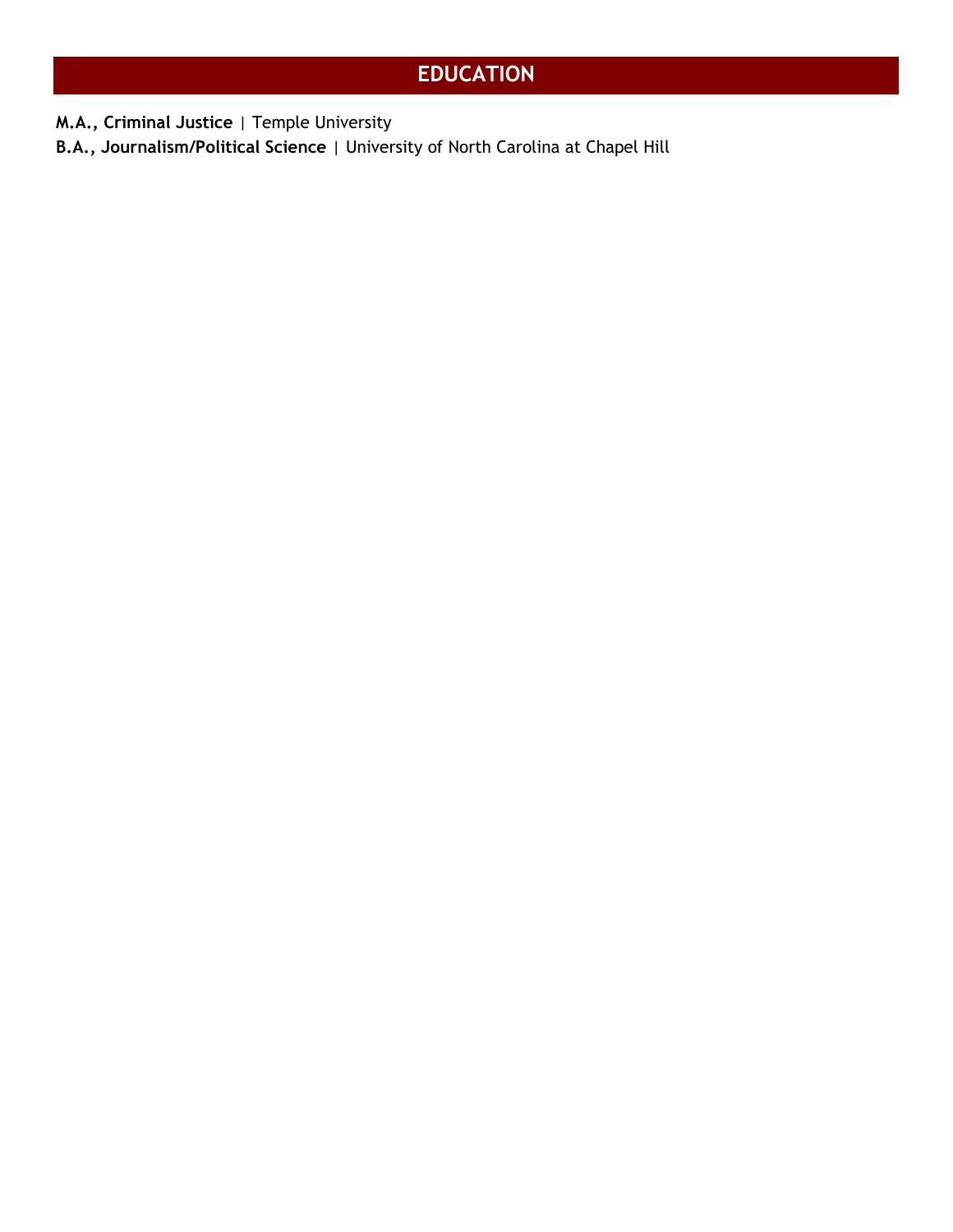## EDUCATION

**M.A., Criminal Justice** | Temple University

**B.A., Journalism/Political Science** | University of North Carolina at Chapel Hill